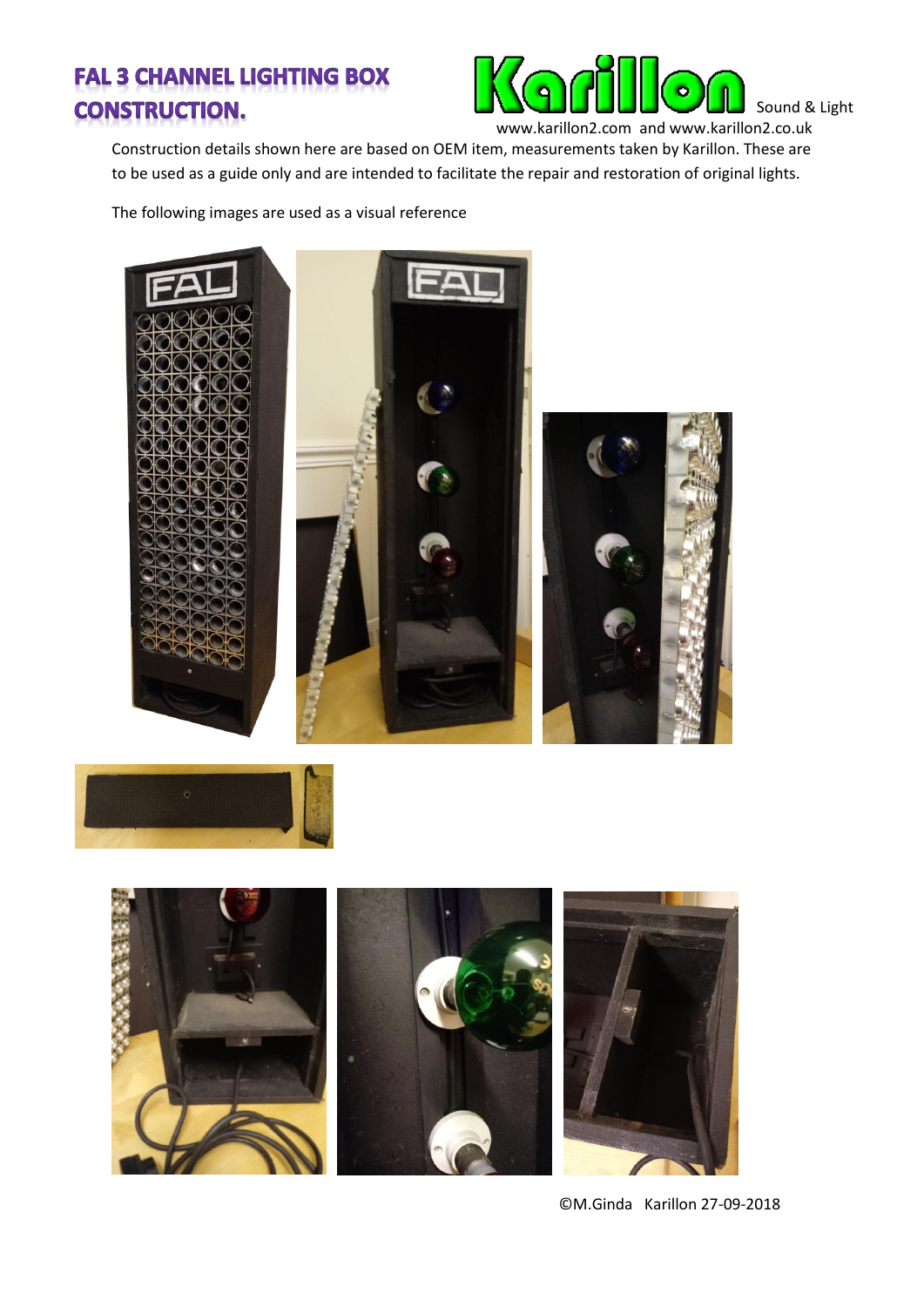# FAL 3 CHANNEL LIGHTING BOX CONSTRUCTION.

Karillon Sound & Light

www.karillon2.com and www.karillon2.co.uk

Construction details shown here are based on OEM item, measurements taken by Karillon. These are to be used as a guide only and are intended to facilitate the repair and restoration of original lights.

The following images are used as a visual reference

©M.Ginda Karillon 27-09-2018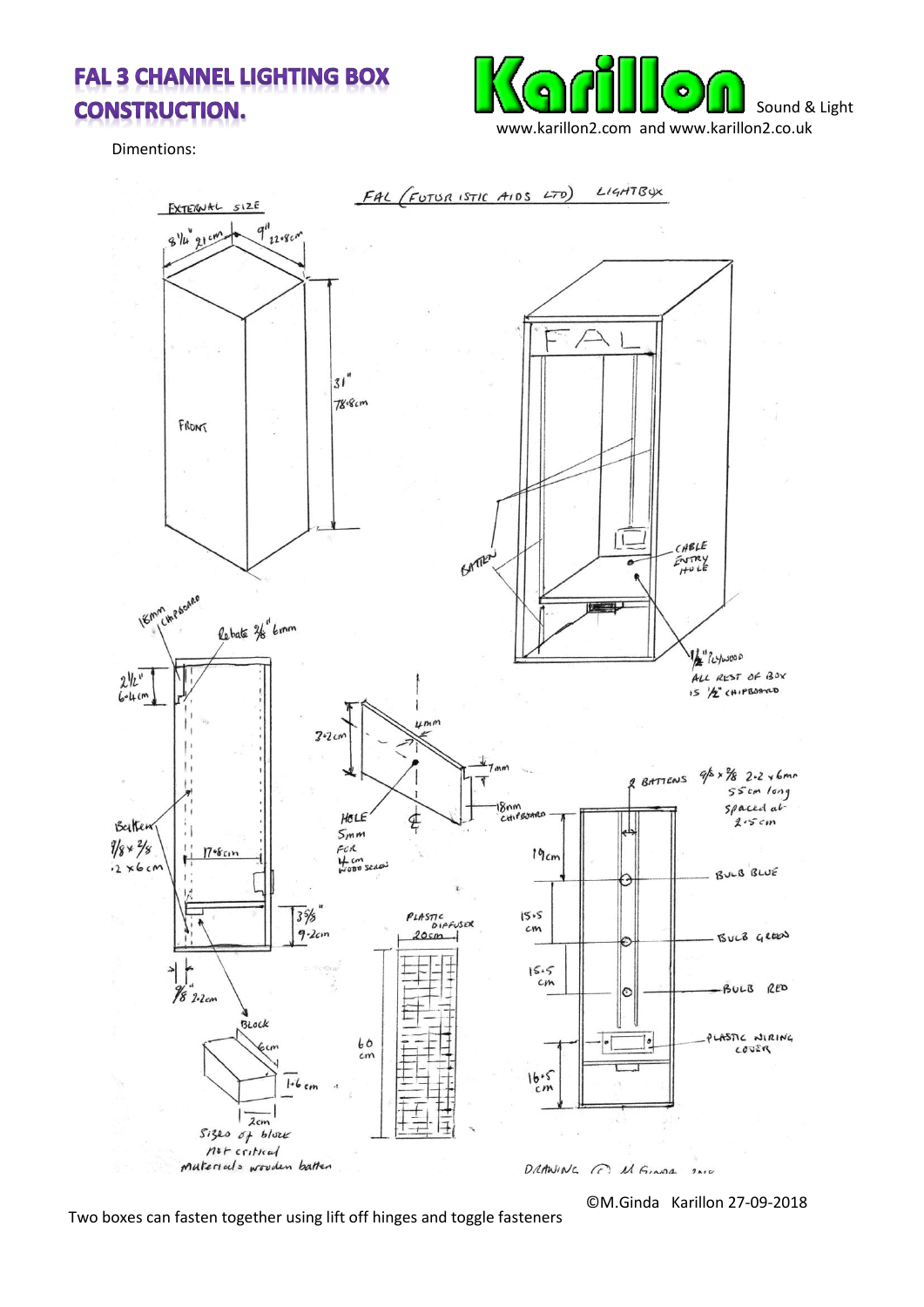# FAL 3 CHANNEL LIGHTING BOX CONSTRUCTION.

Karillon Sound & Light
www.karillon2.com and www.karillon2.co.uk

Dimentions:

FAL (FUTURISTIC AIDS LTD) LIGHTBOX

EXTERNAL SIZE

8¼" 21cm

9" 22.8cm

31" 78.8cm

FRONT

FAL

BATTEN

CABLE ENTRY HOLE

½" PLYWOOD

ALL REST OF BOX IS ½" CHIPBOARD

18mm CHIPBOARD

Rebate ⅜" 6mm

2½" 6.4cm

Batten ⅞ x ⅜ 2.2 x 6cm

17.8cm

3⅝" 9.2cm

⅞" 2.2cm

3.2cm

4mm

7mm

HOLE 5mm FOR 4cm WOOD SCREW

18mm CHIPBOARD

Block

6cm

1.6cm

2cm

Sizes of block not critical

Material = wooden batten

PLASTIC DIFFUSER

20cm

60 cm

2 BATTENS ⅝ x ⅜ 2.2 x 6mm 55cm long spaced at 2.5cm

19cm

BULB BLUE

15.5 cm

BULB GREEN

15.5 cm

BULB RED

PLASTIC WIRING COVER

16.5 cm

DRAWING (C) M GINDA 2010

©M.Ginda Karillon 27-09-2018

Two boxes can fasten together using lift off hinges and toggle fasteners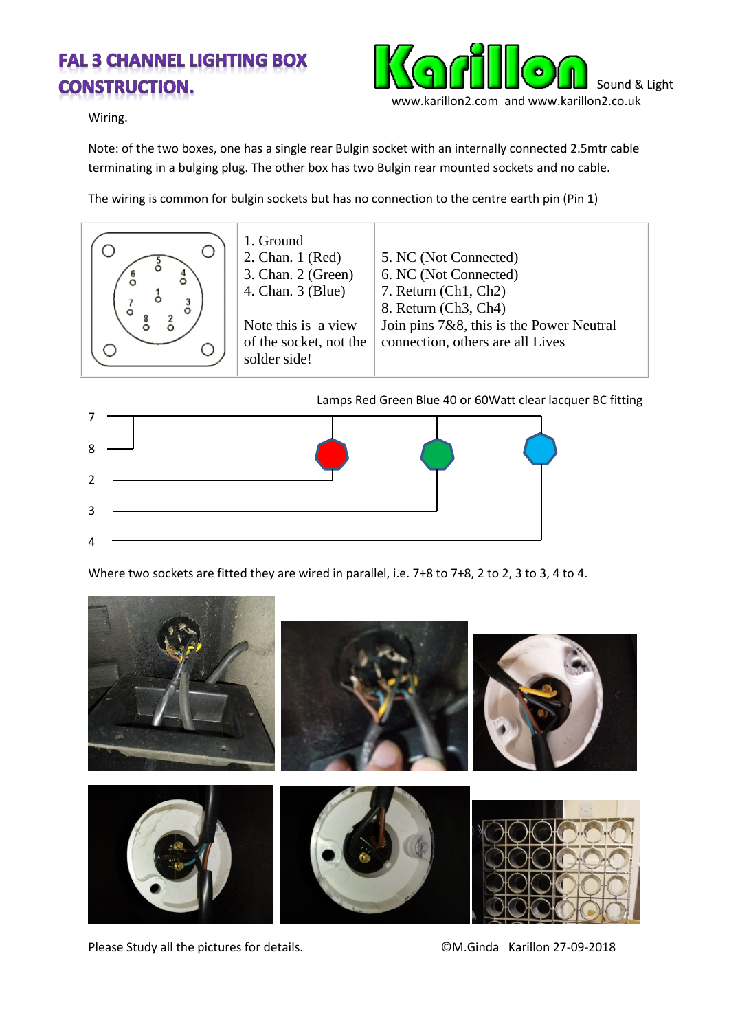# FAL 3 CHANNEL LIGHTING BOX CONSTRUCTION.

Karillon Sound & Light

www.karillon2.com and www.karillon2.co.uk

Wiring.

Note: of the two boxes, one has a single rear Bulgin socket with an internally connected 2.5mtr cable terminating in a bulging plug. The other box has two Bulgin rear mounted sockets and no cable.

The wiring is common for bulgin sockets but has no connection to the centre earth pin (Pin 1)

| | | |
|---|---|---|
| | 1. Ground<br>2. Chan. 1 (Red)<br>3. Chan. 2 (Green)<br>4. Chan. 3 (Blue)<br><br>Note this is a view of the socket, not the solder side! | 5. NC (Not Connected)<br>6. NC (Not Connected)<br>7. Return (Ch1, Ch2)<br>8. Return (Ch3, Ch4)<br>Join pins 7&8, this is the Power Neutral connection, others are all Lives |

Lamps Red Green Blue 40 or 60Watt clear lacquer BC fitting

7

8

2

3

4

Where two sockets are fitted they are wired in parallel, i.e. 7+8 to 7+8, 2 to 2, 3 to 3, 4 to 4.

Please Study all the pictures for details.

©M.Ginda Karillon 27-09-2018